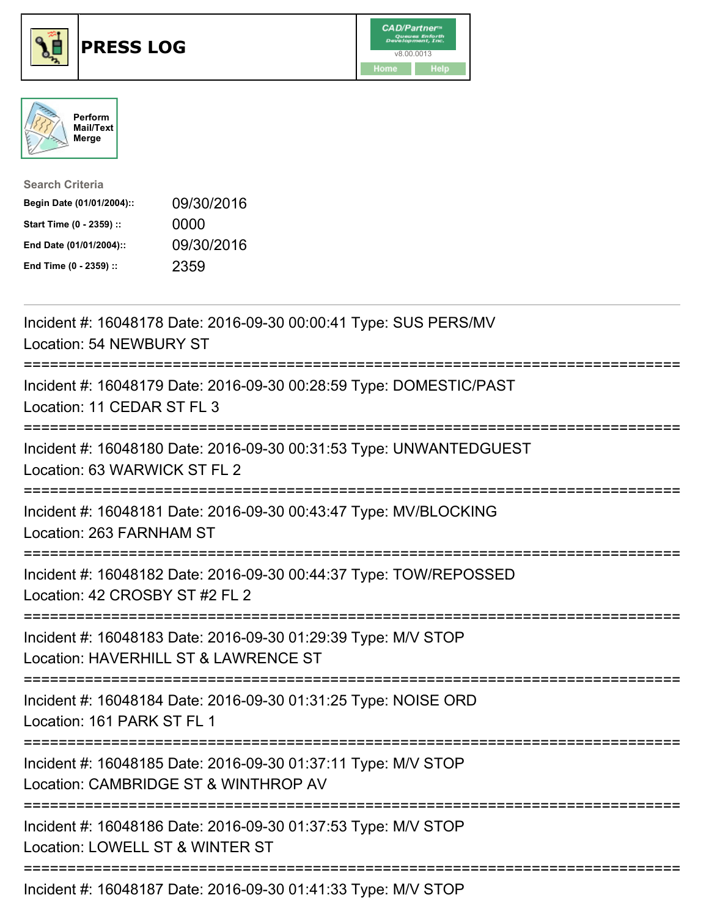# PRESS LOG

CAD/Partner™ v8.00.0013

Home | Help

Perform Mail/Text Merge

**Search Criteria**

| | |
|---|---|
| **Begin Date (01/01/2004)::** | 09/30/2016 |
| **Start Time (0 - 2359) ::** | 0000 |
| **End Date (01/01/2004)::** | 09/30/2016 |
| **End Time (0 - 2359) ::** | 2359 |

---

Incident #: 16048178 Date: 2016-09-30 00:00:41 Type: SUS PERS/MV
Location: 54 NEWBURY ST

===========================================================================

Incident #: 16048179 Date: 2016-09-30 00:28:59 Type: DOMESTIC/PAST
Location: 11 CEDAR ST FL 3

===========================================================================

Incident #: 16048180 Date: 2016-09-30 00:31:53 Type: UNWANTEDGUEST
Location: 63 WARWICK ST FL 2

===========================================================================

Incident #: 16048181 Date: 2016-09-30 00:43:47 Type: MV/BLOCKING
Location: 263 FARNHAM ST

===========================================================================

Incident #: 16048182 Date: 2016-09-30 00:44:37 Type: TOW/REPOSSED
Location: 42 CROSBY ST #2 FL 2

===========================================================================

Incident #: 16048183 Date: 2016-09-30 01:29:39 Type: M/V STOP
Location: HAVERHILL ST & LAWRENCE ST

===========================================================================

Incident #: 16048184 Date: 2016-09-30 01:31:25 Type: NOISE ORD
Location: 161 PARK ST FL 1

===========================================================================

Incident #: 16048185 Date: 2016-09-30 01:37:11 Type: M/V STOP
Location: CAMBRIDGE ST & WINTHROP AV

===========================================================================

Incident #: 16048186 Date: 2016-09-30 01:37:53 Type: M/V STOP
Location: LOWELL ST & WINTER ST

===========================================================================

Incident #: 16048187 Date: 2016-09-30 01:41:33 Type: M/V STOP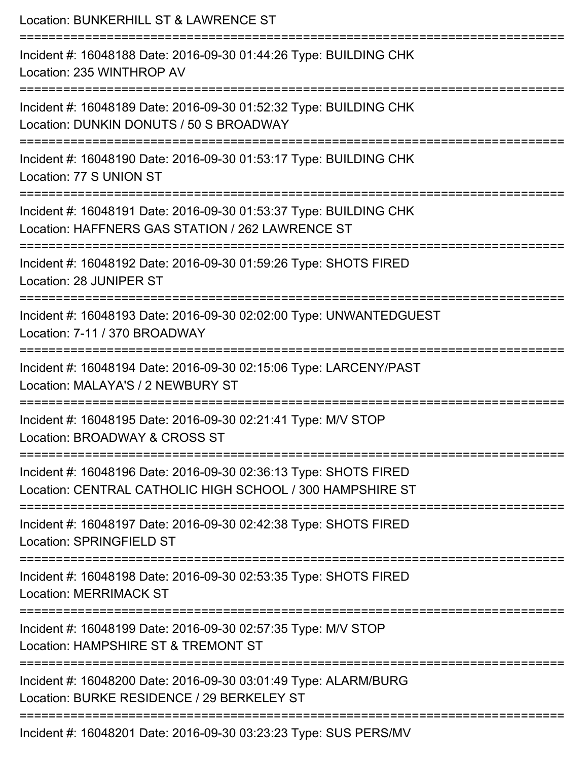Location: BUNKERHILL ST & LAWRENCE ST

===========================================================================

Incident #: 16048188 Date: 2016-09-30 01:44:26 Type: BUILDING CHK
Location: 235 WINTHROP AV

===========================================================================

Incident #: 16048189 Date: 2016-09-30 01:52:32 Type: BUILDING CHK
Location: DUNKIN DONUTS / 50 S BROADWAY

===========================================================================

Incident #: 16048190 Date: 2016-09-30 01:53:17 Type: BUILDING CHK
Location: 77 S UNION ST

===========================================================================

Incident #: 16048191 Date: 2016-09-30 01:53:37 Type: BUILDING CHK
Location: HAFFNERS GAS STATION / 262 LAWRENCE ST

===========================================================================

Incident #: 16048192 Date: 2016-09-30 01:59:26 Type: SHOTS FIRED
Location: 28 JUNIPER ST

===========================================================================

Incident #: 16048193 Date: 2016-09-30 02:02:00 Type: UNWANTEDGUEST
Location: 7-11 / 370 BROADWAY

===========================================================================

Incident #: 16048194 Date: 2016-09-30 02:15:06 Type: LARCENY/PAST
Location: MALAYA'S / 2 NEWBURY ST

===========================================================================

Incident #: 16048195 Date: 2016-09-30 02:21:41 Type: M/V STOP
Location: BROADWAY & CROSS ST

===========================================================================

Incident #: 16048196 Date: 2016-09-30 02:36:13 Type: SHOTS FIRED
Location: CENTRAL CATHOLIC HIGH SCHOOL / 300 HAMPSHIRE ST

===========================================================================

Incident #: 16048197 Date: 2016-09-30 02:42:38 Type: SHOTS FIRED
Location: SPRINGFIELD ST

===========================================================================

Incident #: 16048198 Date: 2016-09-30 02:53:35 Type: SHOTS FIRED
Location: MERRIMACK ST

===========================================================================

Incident #: 16048199 Date: 2016-09-30 02:57:35 Type: M/V STOP
Location: HAMPSHIRE ST & TREMONT ST

===========================================================================

Incident #: 16048200 Date: 2016-09-30 03:01:49 Type: ALARM/BURG
Location: BURKE RESIDENCE / 29 BERKELEY ST

===========================================================================

Incident #: 16048201 Date: 2016-09-30 03:23:23 Type: SUS PERS/MV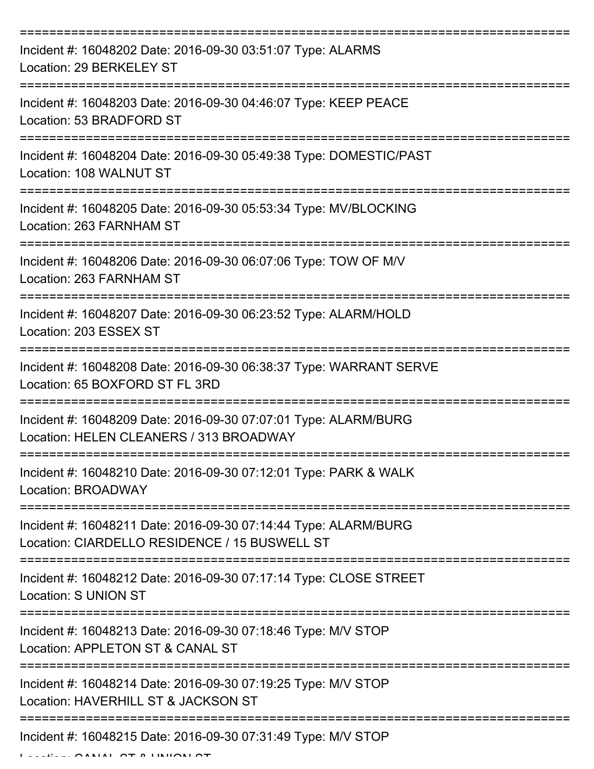===========================================================================

Incident #: 16048202 Date: 2016-09-30 03:51:07 Type: ALARMS
Location: 29 BERKELEY ST

===========================================================================

Incident #: 16048203 Date: 2016-09-30 04:46:07 Type: KEEP PEACE
Location: 53 BRADFORD ST

===========================================================================

Incident #: 16048204 Date: 2016-09-30 05:49:38 Type: DOMESTIC/PAST
Location: 108 WALNUT ST

===========================================================================

Incident #: 16048205 Date: 2016-09-30 05:53:34 Type: MV/BLOCKING
Location: 263 FARNHAM ST

===========================================================================

Incident #: 16048206 Date: 2016-09-30 06:07:06 Type: TOW OF M/V
Location: 263 FARNHAM ST

===========================================================================

Incident #: 16048207 Date: 2016-09-30 06:23:52 Type: ALARM/HOLD
Location: 203 ESSEX ST

===========================================================================

Incident #: 16048208 Date: 2016-09-30 06:38:37 Type: WARRANT SERVE
Location: 65 BOXFORD ST FL 3RD

===========================================================================

Incident #: 16048209 Date: 2016-09-30 07:07:01 Type: ALARM/BURG
Location: HELEN CLEANERS / 313 BROADWAY

===========================================================================

Incident #: 16048210 Date: 2016-09-30 07:12:01 Type: PARK & WALK
Location: BROADWAY

===========================================================================

Incident #: 16048211 Date: 2016-09-30 07:14:44 Type: ALARM/BURG
Location: CIARDELLO RESIDENCE / 15 BUSWELL ST

===========================================================================

Incident #: 16048212 Date: 2016-09-30 07:17:14 Type: CLOSE STREET
Location: S UNION ST

===========================================================================

Incident #: 16048213 Date: 2016-09-30 07:18:46 Type: M/V STOP
Location: APPLETON ST & CANAL ST

===========================================================================

Incident #: 16048214 Date: 2016-09-30 07:19:25 Type: M/V STOP
Location: HAVERHILL ST & JACKSON ST

===========================================================================

Incident #: 16048215 Date: 2016-09-30 07:31:49 Type: M/V STOP
Location: CANAL ST & UNION ST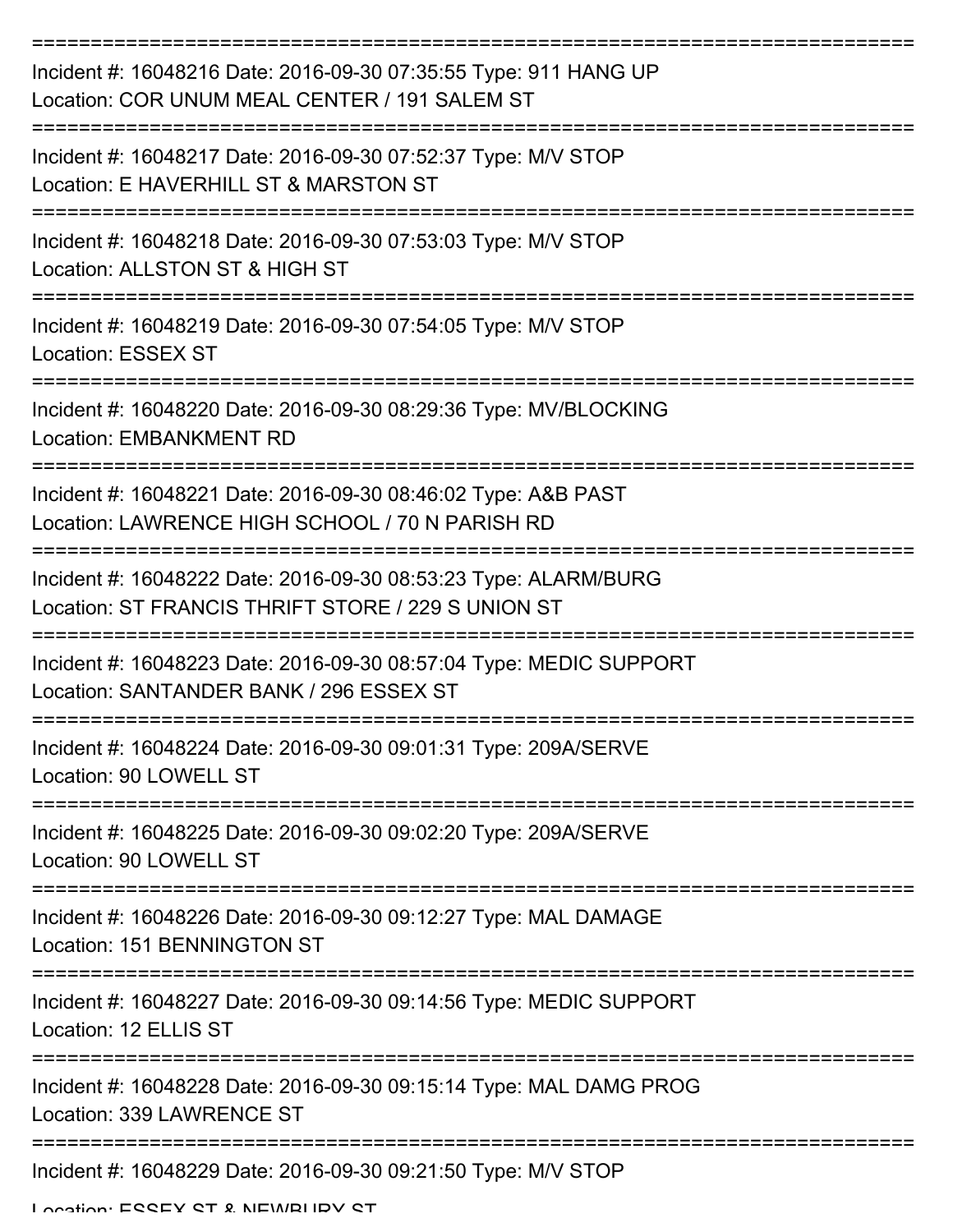===========================================================================
Incident #: 16048216 Date: 2016-09-30 07:35:55 Type: 911 HANG UP
Location: COR UNUM MEAL CENTER / 191 SALEM ST
===========================================================================
Incident #: 16048217 Date: 2016-09-30 07:52:37 Type: M/V STOP
Location: E HAVERHILL ST & MARSTON ST
===========================================================================
Incident #: 16048218 Date: 2016-09-30 07:53:03 Type: M/V STOP
Location: ALLSTON ST & HIGH ST
===========================================================================
Incident #: 16048219 Date: 2016-09-30 07:54:05 Type: M/V STOP
Location: ESSEX ST
===========================================================================
Incident #: 16048220 Date: 2016-09-30 08:29:36 Type: MV/BLOCKING
Location: EMBANKMENT RD
===========================================================================
Incident #: 16048221 Date: 2016-09-30 08:46:02 Type: A&B PAST
Location: LAWRENCE HIGH SCHOOL / 70 N PARISH RD
===========================================================================
Incident #: 16048222 Date: 2016-09-30 08:53:23 Type: ALARM/BURG
Location: ST FRANCIS THRIFT STORE / 229 S UNION ST
===========================================================================
Incident #: 16048223 Date: 2016-09-30 08:57:04 Type: MEDIC SUPPORT
Location: SANTANDER BANK / 296 ESSEX ST
===========================================================================
Incident #: 16048224 Date: 2016-09-30 09:01:31 Type: 209A/SERVE
Location: 90 LOWELL ST
===========================================================================
Incident #: 16048225 Date: 2016-09-30 09:02:20 Type: 209A/SERVE
Location: 90 LOWELL ST
===========================================================================
Incident #: 16048226 Date: 2016-09-30 09:12:27 Type: MAL DAMAGE
Location: 151 BENNINGTON ST
===========================================================================
Incident #: 16048227 Date: 2016-09-30 09:14:56 Type: MEDIC SUPPORT
Location: 12 ELLIS ST
===========================================================================
Incident #: 16048228 Date: 2016-09-30 09:15:14 Type: MAL DAMG PROG
Location: 339 LAWRENCE ST
===========================================================================
Incident #: 16048229 Date: 2016-09-30 09:21:50 Type: M/V STOP
Location: ESSEX ST & NEWBURY ST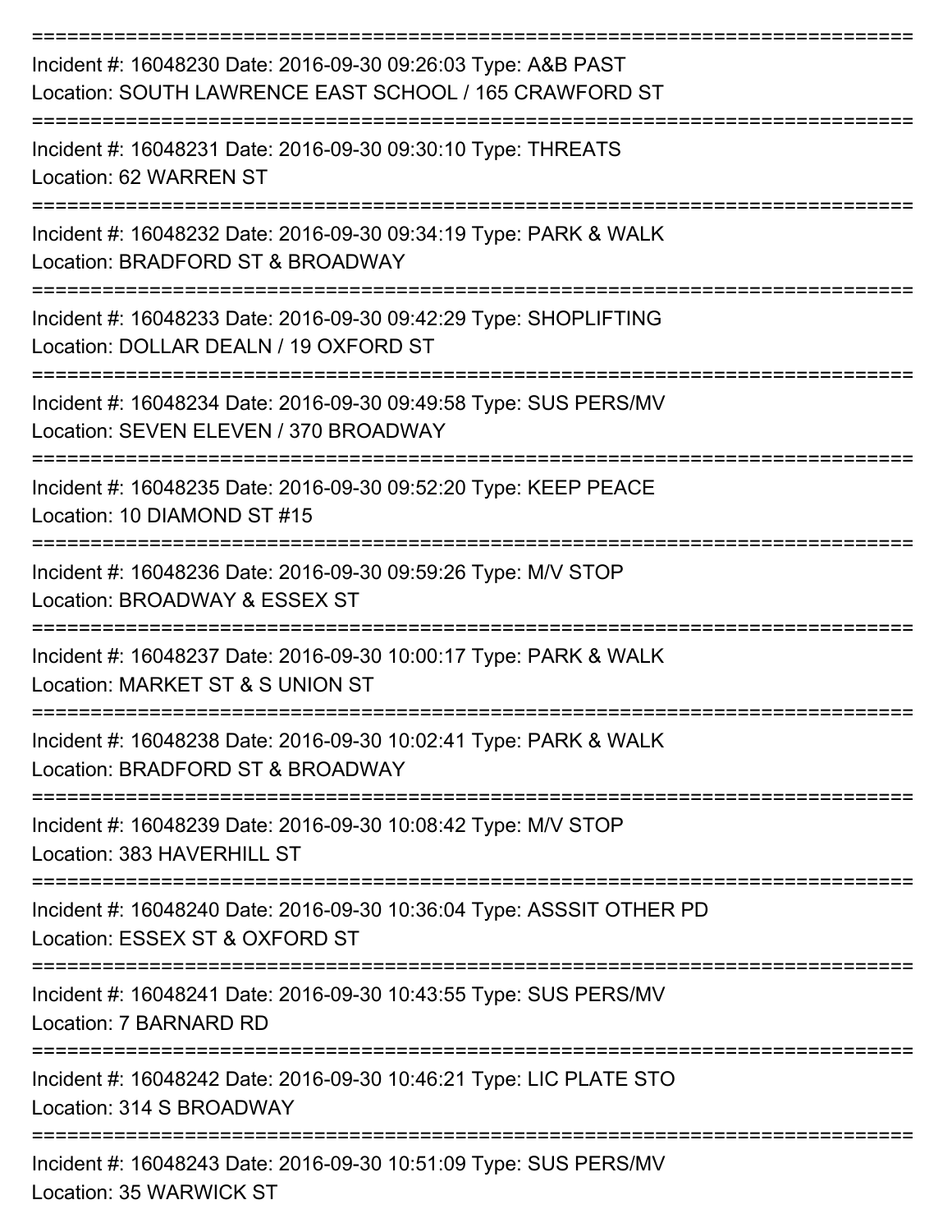===========================================================================

Incident #: 16048230 Date: 2016-09-30 09:26:03 Type: A&B PAST
Location: SOUTH LAWRENCE EAST SCHOOL / 165 CRAWFORD ST

===========================================================================

Incident #: 16048231 Date: 2016-09-30 09:30:10 Type: THREATS
Location: 62 WARREN ST

===========================================================================

Incident #: 16048232 Date: 2016-09-30 09:34:19 Type: PARK & WALK
Location: BRADFORD ST & BROADWAY

===========================================================================

Incident #: 16048233 Date: 2016-09-30 09:42:29 Type: SHOPLIFTING
Location: DOLLAR DEALN / 19 OXFORD ST

===========================================================================

Incident #: 16048234 Date: 2016-09-30 09:49:58 Type: SUS PERS/MV
Location: SEVEN ELEVEN / 370 BROADWAY

===========================================================================

Incident #: 16048235 Date: 2016-09-30 09:52:20 Type: KEEP PEACE
Location: 10 DIAMOND ST #15

===========================================================================

Incident #: 16048236 Date: 2016-09-30 09:59:26 Type: M/V STOP
Location: BROADWAY & ESSEX ST

===========================================================================

Incident #: 16048237 Date: 2016-09-30 10:00:17 Type: PARK & WALK
Location: MARKET ST & S UNION ST

===========================================================================

Incident #: 16048238 Date: 2016-09-30 10:02:41 Type: PARK & WALK
Location: BRADFORD ST & BROADWAY

===========================================================================

Incident #: 16048239 Date: 2016-09-30 10:08:42 Type: M/V STOP
Location: 383 HAVERHILL ST

===========================================================================

Incident #: 16048240 Date: 2016-09-30 10:36:04 Type: ASSSIT OTHER PD
Location: ESSEX ST & OXFORD ST

===========================================================================

Incident #: 16048241 Date: 2016-09-30 10:43:55 Type: SUS PERS/MV
Location: 7 BARNARD RD

===========================================================================

Incident #: 16048242 Date: 2016-09-30 10:46:21 Type: LIC PLATE STO
Location: 314 S BROADWAY

===========================================================================

Incident #: 16048243 Date: 2016-09-30 10:51:09 Type: SUS PERS/MV
Location: 35 WARWICK ST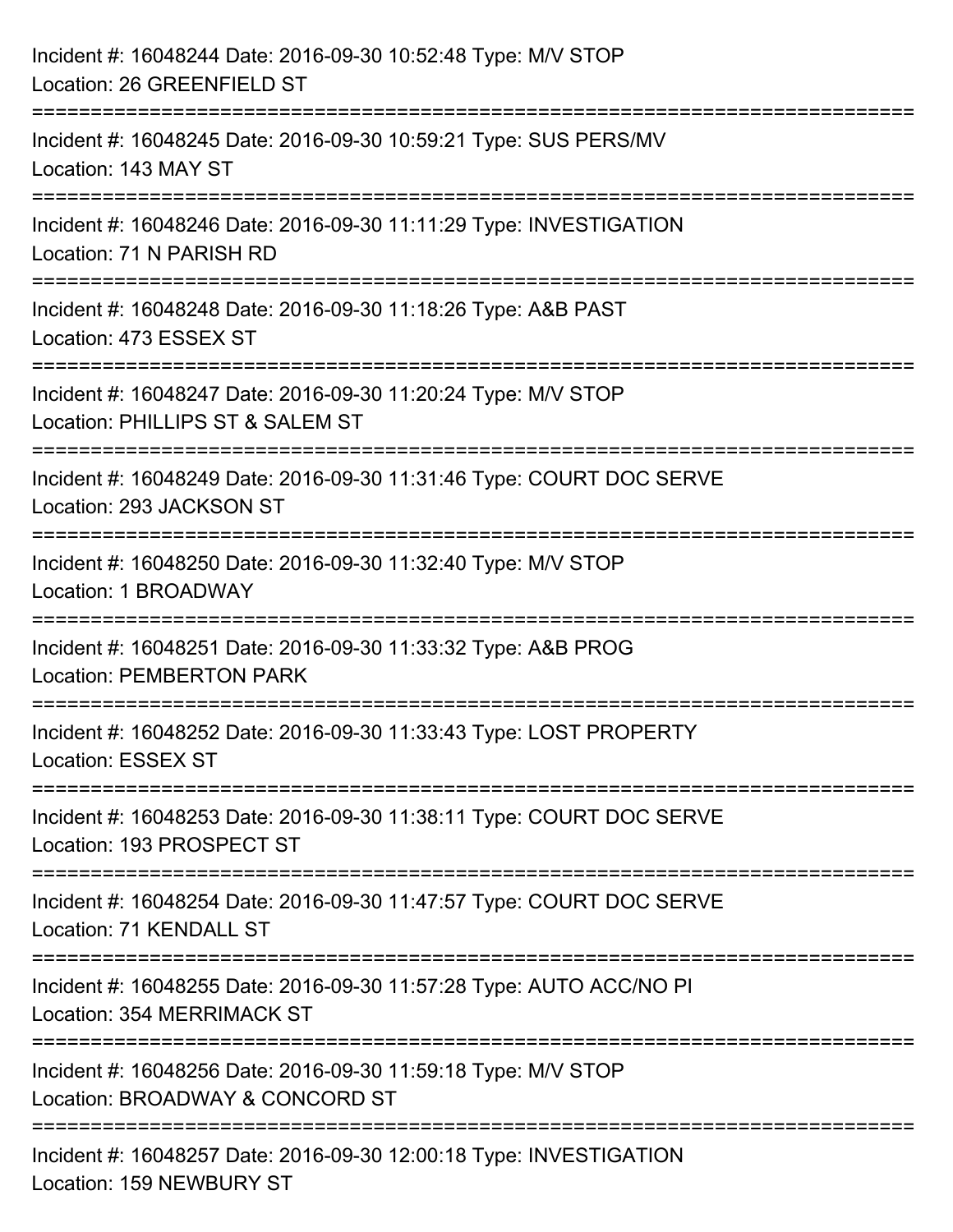Incident #: 16048244 Date: 2016-09-30 10:52:48 Type: M/V STOP
Location: 26 GREENFIELD ST

===========================================================================

Incident #: 16048245 Date: 2016-09-30 10:59:21 Type: SUS PERS/MV
Location: 143 MAY ST

===========================================================================

Incident #: 16048246 Date: 2016-09-30 11:11:29 Type: INVESTIGATION
Location: 71 N PARISH RD

===========================================================================

Incident #: 16048248 Date: 2016-09-30 11:18:26 Type: A&B PAST
Location: 473 ESSEX ST

===========================================================================

Incident #: 16048247 Date: 2016-09-30 11:20:24 Type: M/V STOP
Location: PHILLIPS ST & SALEM ST

===========================================================================

Incident #: 16048249 Date: 2016-09-30 11:31:46 Type: COURT DOC SERVE
Location: 293 JACKSON ST

===========================================================================

Incident #: 16048250 Date: 2016-09-30 11:32:40 Type: M/V STOP
Location: 1 BROADWAY

===========================================================================

Incident #: 16048251 Date: 2016-09-30 11:33:32 Type: A&B PROG
Location: PEMBERTON PARK

===========================================================================

Incident #: 16048252 Date: 2016-09-30 11:33:43 Type: LOST PROPERTY
Location: ESSEX ST

===========================================================================

Incident #: 16048253 Date: 2016-09-30 11:38:11 Type: COURT DOC SERVE
Location: 193 PROSPECT ST

===========================================================================

Incident #: 16048254 Date: 2016-09-30 11:47:57 Type: COURT DOC SERVE
Location: 71 KENDALL ST

===========================================================================

Incident #: 16048255 Date: 2016-09-30 11:57:28 Type: AUTO ACC/NO PI
Location: 354 MERRIMACK ST

===========================================================================

Incident #: 16048256 Date: 2016-09-30 11:59:18 Type: M/V STOP
Location: BROADWAY & CONCORD ST

===========================================================================

Incident #: 16048257 Date: 2016-09-30 12:00:18 Type: INVESTIGATION
Location: 159 NEWBURY ST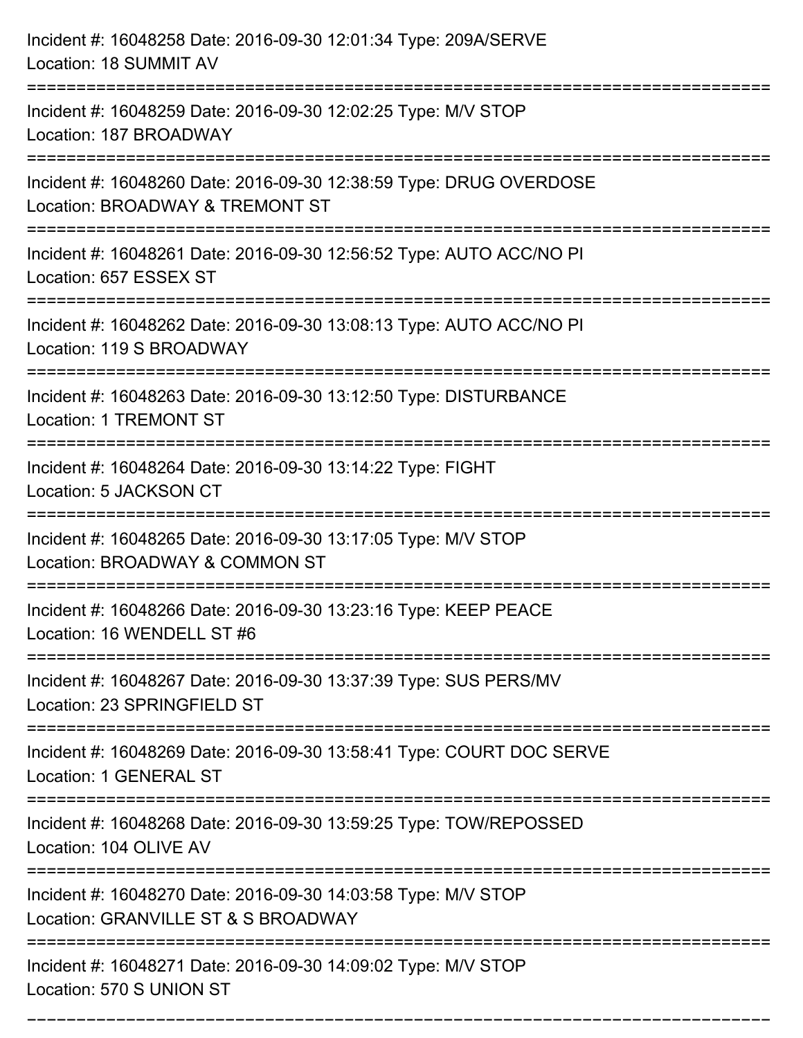Incident #: 16048258 Date: 2016-09-30 12:01:34 Type: 209A/SERVE
Location: 18 SUMMIT AV

===========================================================================

Incident #: 16048259 Date: 2016-09-30 12:02:25 Type: M/V STOP
Location: 187 BROADWAY

===========================================================================

Incident #: 16048260 Date: 2016-09-30 12:38:59 Type: DRUG OVERDOSE
Location: BROADWAY & TREMONT ST

===========================================================================

Incident #: 16048261 Date: 2016-09-30 12:56:52 Type: AUTO ACC/NO PI
Location: 657 ESSEX ST

===========================================================================

Incident #: 16048262 Date: 2016-09-30 13:08:13 Type: AUTO ACC/NO PI
Location: 119 S BROADWAY

===========================================================================

Incident #: 16048263 Date: 2016-09-30 13:12:50 Type: DISTURBANCE
Location: 1 TREMONT ST

===========================================================================

Incident #: 16048264 Date: 2016-09-30 13:14:22 Type: FIGHT
Location: 5 JACKSON CT

===========================================================================

Incident #: 16048265 Date: 2016-09-30 13:17:05 Type: M/V STOP
Location: BROADWAY & COMMON ST

===========================================================================

Incident #: 16048266 Date: 2016-09-30 13:23:16 Type: KEEP PEACE
Location: 16 WENDELL ST #6

===========================================================================

Incident #: 16048267 Date: 2016-09-30 13:37:39 Type: SUS PERS/MV
Location: 23 SPRINGFIELD ST

===========================================================================

Incident #: 16048269 Date: 2016-09-30 13:58:41 Type: COURT DOC SERVE
Location: 1 GENERAL ST

===========================================================================

Incident #: 16048268 Date: 2016-09-30 13:59:25 Type: TOW/REPOSSED
Location: 104 OLIVE AV

===========================================================================

Incident #: 16048270 Date: 2016-09-30 14:03:58 Type: M/V STOP
Location: GRANVILLE ST & S BROADWAY

===========================================================================

Incident #: 16048271 Date: 2016-09-30 14:09:02 Type: M/V STOP
Location: 570 S UNION ST

===========================================================================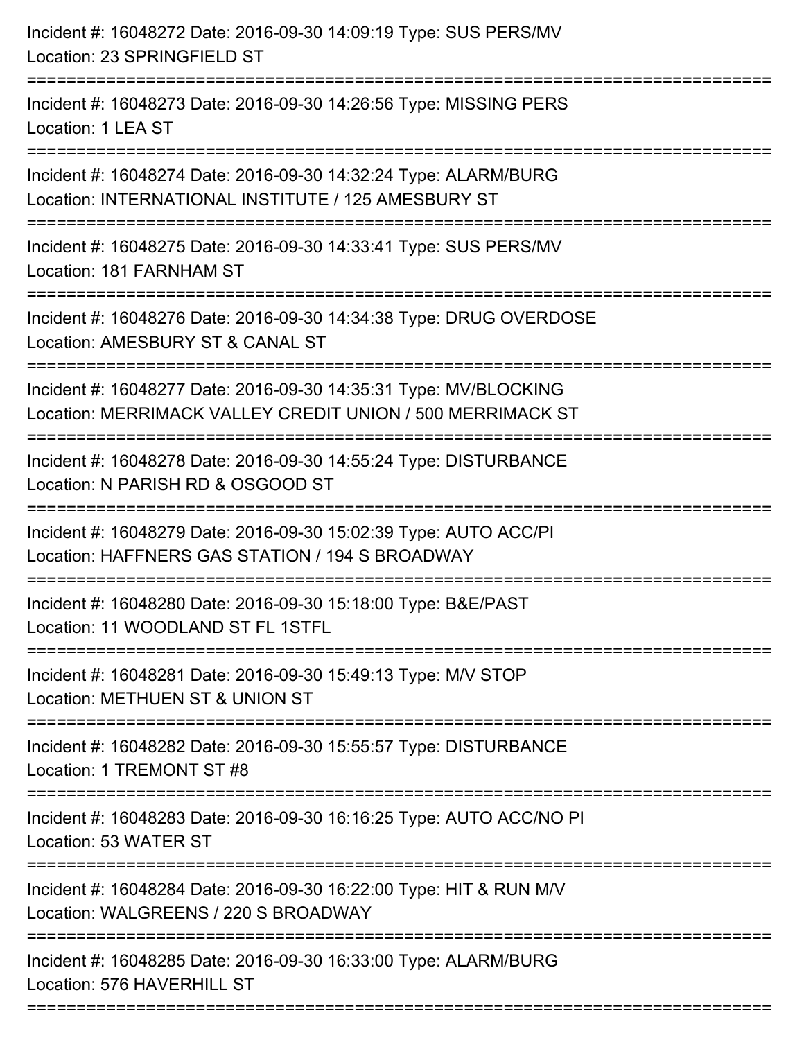Incident #: 16048272 Date: 2016-09-30 14:09:19 Type: SUS PERS/MV
Location: 23 SPRINGFIELD ST

===========================================================================

Incident #: 16048273 Date: 2016-09-30 14:26:56 Type: MISSING PERS
Location: 1 LEA ST

===========================================================================

Incident #: 16048274 Date: 2016-09-30 14:32:24 Type: ALARM/BURG
Location: INTERNATIONAL INSTITUTE / 125 AMESBURY ST

===========================================================================

Incident #: 16048275 Date: 2016-09-30 14:33:41 Type: SUS PERS/MV
Location: 181 FARNHAM ST

===========================================================================

Incident #: 16048276 Date: 2016-09-30 14:34:38 Type: DRUG OVERDOSE
Location: AMESBURY ST & CANAL ST

===========================================================================

Incident #: 16048277 Date: 2016-09-30 14:35:31 Type: MV/BLOCKING
Location: MERRIMACK VALLEY CREDIT UNION / 500 MERRIMACK ST

===========================================================================

Incident #: 16048278 Date: 2016-09-30 14:55:24 Type: DISTURBANCE
Location: N PARISH RD & OSGOOD ST

===========================================================================

Incident #: 16048279 Date: 2016-09-30 15:02:39 Type: AUTO ACC/PI
Location: HAFFNERS GAS STATION / 194 S BROADWAY

===========================================================================

Incident #: 16048280 Date: 2016-09-30 15:18:00 Type: B&E/PAST
Location: 11 WOODLAND ST FL 1STFL

===========================================================================

Incident #: 16048281 Date: 2016-09-30 15:49:13 Type: M/V STOP
Location: METHUEN ST & UNION ST

===========================================================================

Incident #: 16048282 Date: 2016-09-30 15:55:57 Type: DISTURBANCE
Location: 1 TREMONT ST #8

===========================================================================

Incident #: 16048283 Date: 2016-09-30 16:16:25 Type: AUTO ACC/NO PI
Location: 53 WATER ST

===========================================================================

Incident #: 16048284 Date: 2016-09-30 16:22:00 Type: HIT & RUN M/V
Location: WALGREENS / 220 S BROADWAY

===========================================================================

Incident #: 16048285 Date: 2016-09-30 16:33:00 Type: ALARM/BURG
Location: 576 HAVERHILL ST

===========================================================================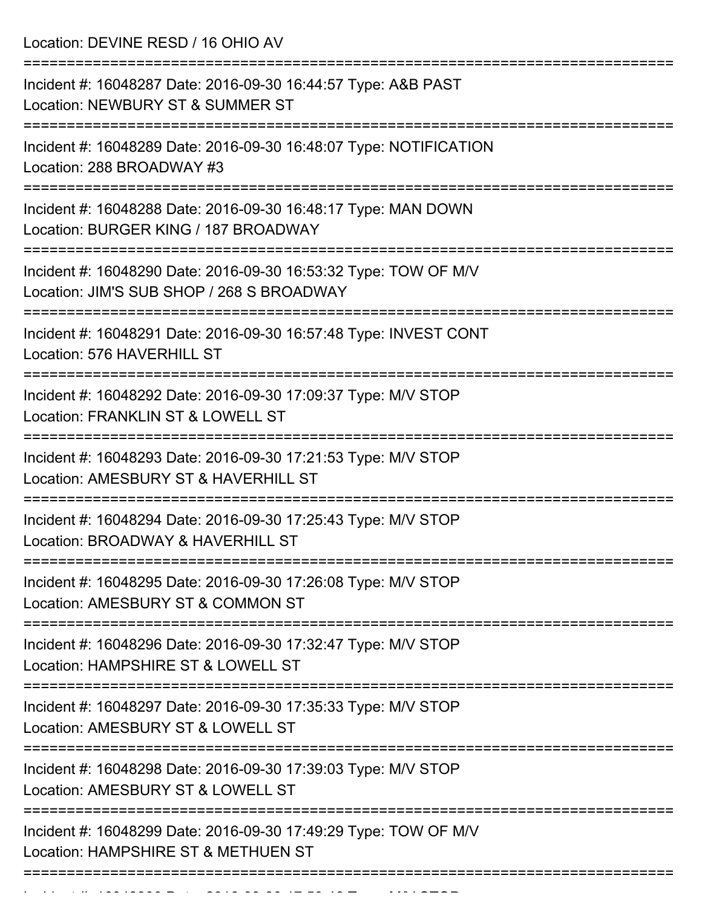Location: DEVINE RESD / 16 OHIO AV

===========================================================================

Incident #: 16048287 Date: 2016-09-30 16:44:57 Type: A&B PAST

Location: NEWBURY ST & SUMMER ST

===========================================================================

Incident #: 16048289 Date: 2016-09-30 16:48:07 Type: NOTIFICATION

Location: 288 BROADWAY #3

===========================================================================

Incident #: 16048288 Date: 2016-09-30 16:48:17 Type: MAN DOWN

Location: BURGER KING / 187 BROADWAY

===========================================================================

Incident #: 16048290 Date: 2016-09-30 16:53:32 Type: TOW OF M/V

Location: JIM'S SUB SHOP / 268 S BROADWAY

===========================================================================

Incident #: 16048291 Date: 2016-09-30 16:57:48 Type: INVEST CONT

Location: 576 HAVERHILL ST

===========================================================================

Incident #: 16048292 Date: 2016-09-30 17:09:37 Type: M/V STOP

Location: FRANKLIN ST & LOWELL ST

===========================================================================

Incident #: 16048293 Date: 2016-09-30 17:21:53 Type: M/V STOP

Location: AMESBURY ST & HAVERHILL ST

===========================================================================

Incident #: 16048294 Date: 2016-09-30 17:25:43 Type: M/V STOP

Location: BROADWAY & HAVERHILL ST

===========================================================================

Incident #: 16048295 Date: 2016-09-30 17:26:08 Type: M/V STOP

Location: AMESBURY ST & COMMON ST

===========================================================================

Incident #: 16048296 Date: 2016-09-30 17:32:47 Type: M/V STOP

Location: HAMPSHIRE ST & LOWELL ST

===========================================================================

Incident #: 16048297 Date: 2016-09-30 17:35:33 Type: M/V STOP

Location: AMESBURY ST & LOWELL ST

===========================================================================

Incident #: 16048298 Date: 2016-09-30 17:39:03 Type: M/V STOP

Location: AMESBURY ST & LOWELL ST

===========================================================================

Incident #: 16048299 Date: 2016-09-30 17:49:29 Type: TOW OF M/V

Location: HAMPSHIRE ST & METHUEN ST

===========================================================================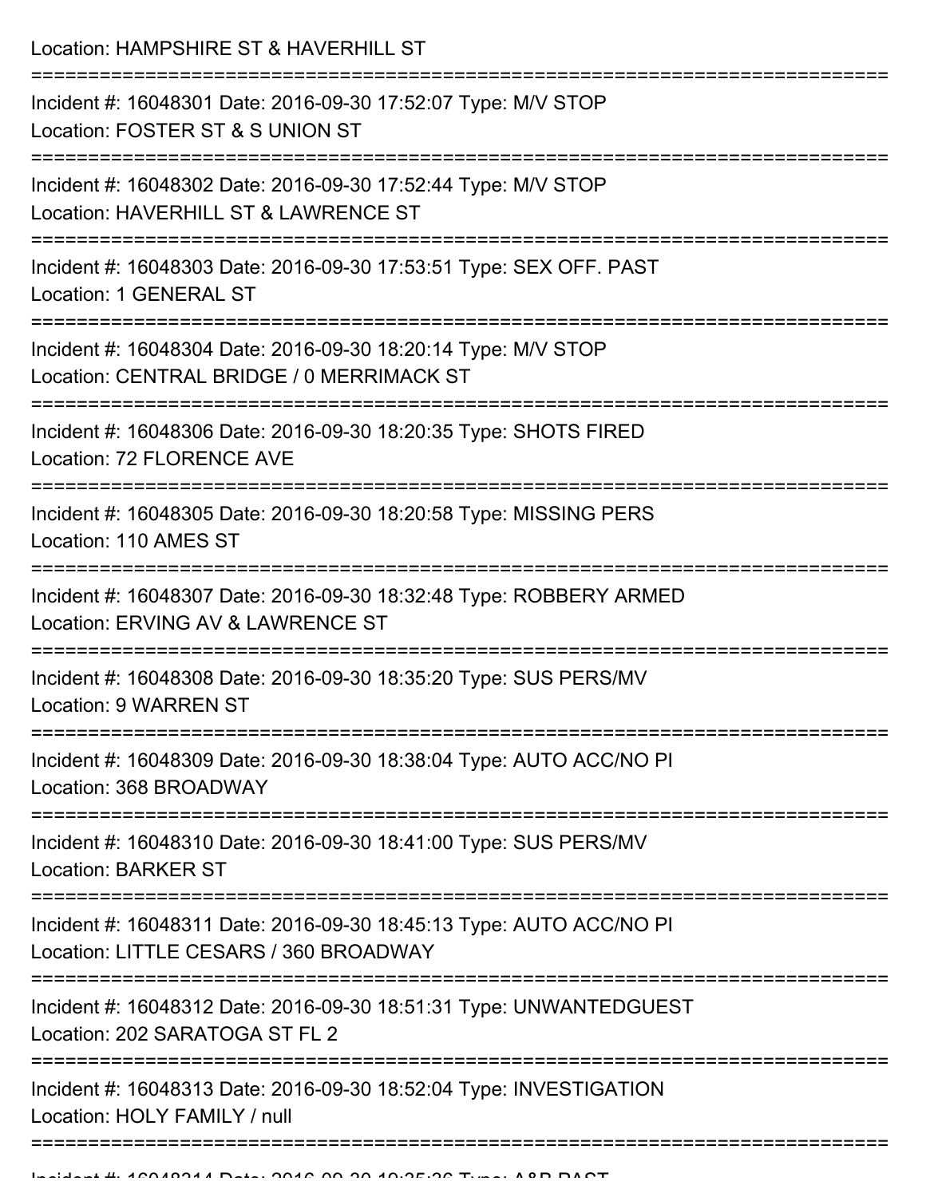Location: HAMPSHIRE ST & HAVERHILL ST

===========================================================================

Incident #: 16048301 Date: 2016-09-30 17:52:07 Type: M/V STOP
Location: FOSTER ST & S UNION ST

===========================================================================

Incident #: 16048302 Date: 2016-09-30 17:52:44 Type: M/V STOP
Location: HAVERHILL ST & LAWRENCE ST

===========================================================================

Incident #: 16048303 Date: 2016-09-30 17:53:51 Type: SEX OFF. PAST
Location: 1 GENERAL ST

===========================================================================

Incident #: 16048304 Date: 2016-09-30 18:20:14 Type: M/V STOP
Location: CENTRAL BRIDGE / 0 MERRIMACK ST

===========================================================================

Incident #: 16048306 Date: 2016-09-30 18:20:35 Type: SHOTS FIRED
Location: 72 FLORENCE AVE

===========================================================================

Incident #: 16048305 Date: 2016-09-30 18:20:58 Type: MISSING PERS
Location: 110 AMES ST

===========================================================================

Incident #: 16048307 Date: 2016-09-30 18:32:48 Type: ROBBERY ARMED
Location: ERVING AV & LAWRENCE ST

===========================================================================

Incident #: 16048308 Date: 2016-09-30 18:35:20 Type: SUS PERS/MV
Location: 9 WARREN ST

===========================================================================

Incident #: 16048309 Date: 2016-09-30 18:38:04 Type: AUTO ACC/NO PI
Location: 368 BROADWAY

===========================================================================

Incident #: 16048310 Date: 2016-09-30 18:41:00 Type: SUS PERS/MV
Location: BARKER ST

===========================================================================

Incident #: 16048311 Date: 2016-09-30 18:45:13 Type: AUTO ACC/NO PI
Location: LITTLE CESARS / 360 BROADWAY

===========================================================================

Incident #: 16048312 Date: 2016-09-30 18:51:31 Type: UNWANTEDGUEST
Location: 202 SARATOGA ST FL 2

===========================================================================

Incident #: 16048313 Date: 2016-09-30 18:52:04 Type: INVESTIGATION
Location: HOLY FAMILY / null

===========================================================================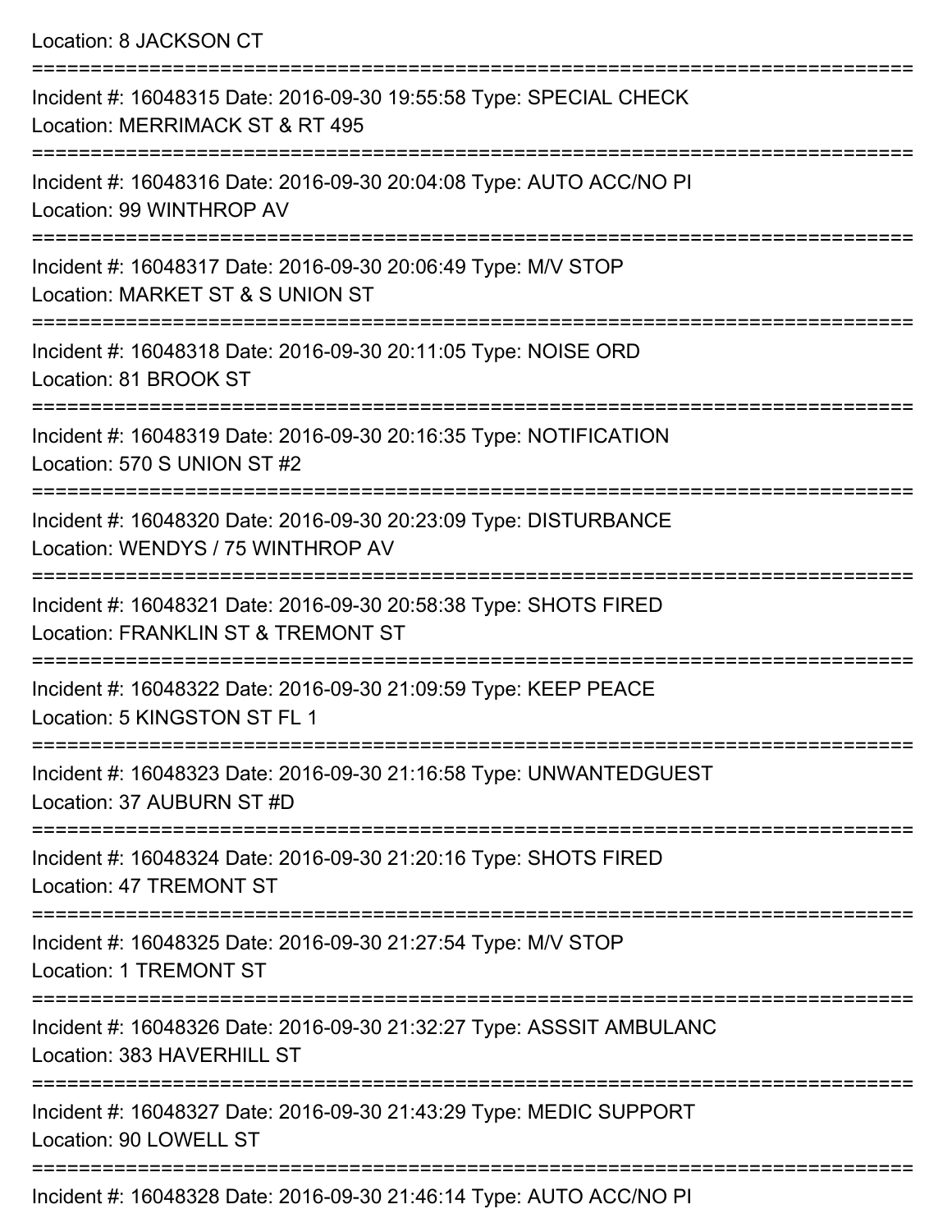Location: 8 JACKSON CT

===========================================================================

Incident #: 16048315 Date: 2016-09-30 19:55:58 Type: SPECIAL CHECK
Location: MERRIMACK ST & RT 495

===========================================================================

Incident #: 16048316 Date: 2016-09-30 20:04:08 Type: AUTO ACC/NO PI
Location: 99 WINTHROP AV

===========================================================================

Incident #: 16048317 Date: 2016-09-30 20:06:49 Type: M/V STOP
Location: MARKET ST & S UNION ST

===========================================================================

Incident #: 16048318 Date: 2016-09-30 20:11:05 Type: NOISE ORD
Location: 81 BROOK ST

===========================================================================

Incident #: 16048319 Date: 2016-09-30 20:16:35 Type: NOTIFICATION
Location: 570 S UNION ST #2

===========================================================================

Incident #: 16048320 Date: 2016-09-30 20:23:09 Type: DISTURBANCE
Location: WENDYS / 75 WINTHROP AV

===========================================================================

Incident #: 16048321 Date: 2016-09-30 20:58:38 Type: SHOTS FIRED
Location: FRANKLIN ST & TREMONT ST

===========================================================================

Incident #: 16048322 Date: 2016-09-30 21:09:59 Type: KEEP PEACE
Location: 5 KINGSTON ST FL 1

===========================================================================

Incident #: 16048323 Date: 2016-09-30 21:16:58 Type: UNWANTEDGUEST
Location: 37 AUBURN ST #D

===========================================================================

Incident #: 16048324 Date: 2016-09-30 21:20:16 Type: SHOTS FIRED
Location: 47 TREMONT ST

===========================================================================

Incident #: 16048325 Date: 2016-09-30 21:27:54 Type: M/V STOP
Location: 1 TREMONT ST

===========================================================================

Incident #: 16048326 Date: 2016-09-30 21:32:27 Type: ASSSIT AMBULANC
Location: 383 HAVERHILL ST

===========================================================================

Incident #: 16048327 Date: 2016-09-30 21:43:29 Type: MEDIC SUPPORT
Location: 90 LOWELL ST

===========================================================================

Incident #: 16048328 Date: 2016-09-30 21:46:14 Type: AUTO ACC/NO PI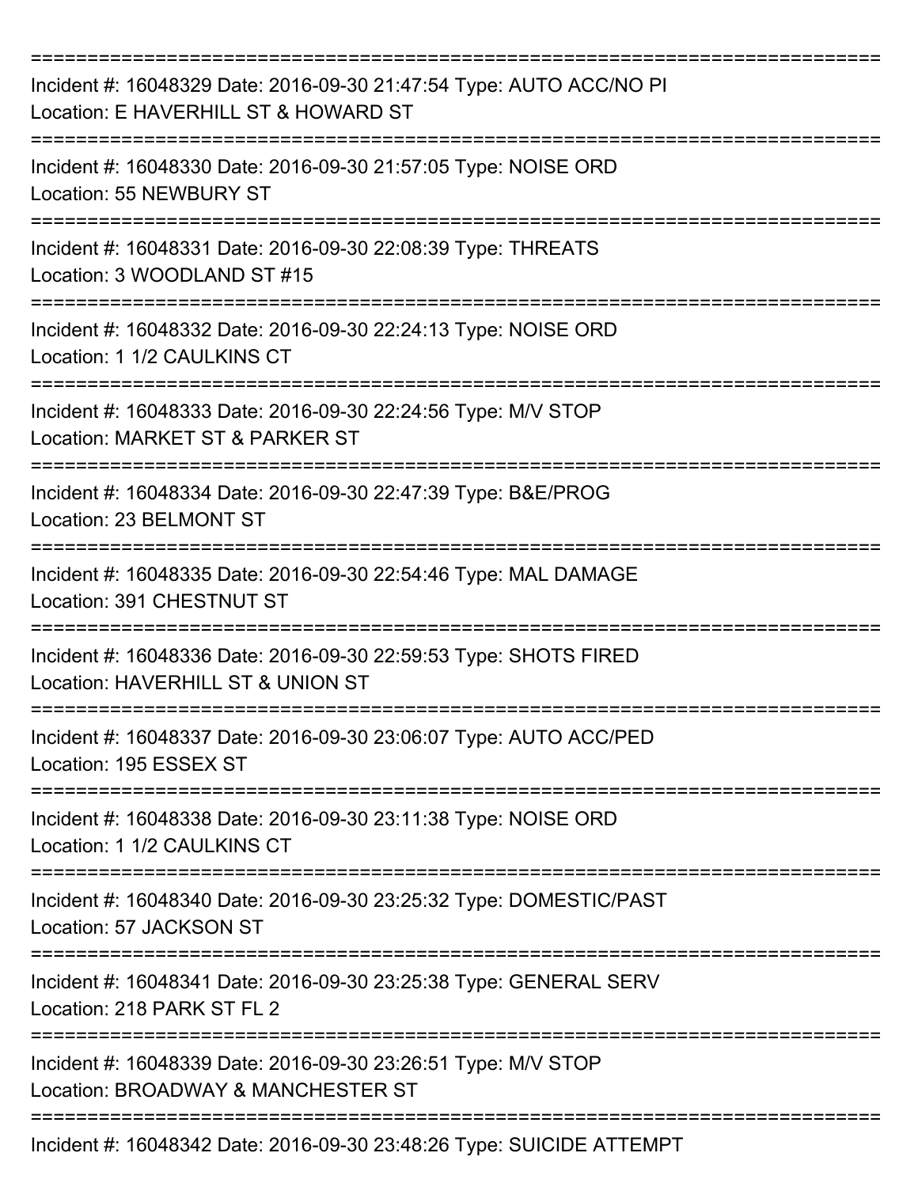===========================================================================

Incident #: 16048329 Date: 2016-09-30 21:47:54 Type: AUTO ACC/NO PI
Location: E HAVERHILL ST & HOWARD ST

===========================================================================

Incident #: 16048330 Date: 2016-09-30 21:57:05 Type: NOISE ORD
Location: 55 NEWBURY ST

===========================================================================

Incident #: 16048331 Date: 2016-09-30 22:08:39 Type: THREATS
Location: 3 WOODLAND ST #15

===========================================================================

Incident #: 16048332 Date: 2016-09-30 22:24:13 Type: NOISE ORD
Location: 1 1/2 CAULKINS CT

===========================================================================

Incident #: 16048333 Date: 2016-09-30 22:24:56 Type: M/V STOP
Location: MARKET ST & PARKER ST

===========================================================================

Incident #: 16048334 Date: 2016-09-30 22:47:39 Type: B&E/PROG
Location: 23 BELMONT ST

===========================================================================

Incident #: 16048335 Date: 2016-09-30 22:54:46 Type: MAL DAMAGE
Location: 391 CHESTNUT ST

===========================================================================

Incident #: 16048336 Date: 2016-09-30 22:59:53 Type: SHOTS FIRED
Location: HAVERHILL ST & UNION ST

===========================================================================

Incident #: 16048337 Date: 2016-09-30 23:06:07 Type: AUTO ACC/PED
Location: 195 ESSEX ST

===========================================================================

Incident #: 16048338 Date: 2016-09-30 23:11:38 Type: NOISE ORD
Location: 1 1/2 CAULKINS CT

===========================================================================

Incident #: 16048340 Date: 2016-09-30 23:25:32 Type: DOMESTIC/PAST
Location: 57 JACKSON ST

===========================================================================

Incident #: 16048341 Date: 2016-09-30 23:25:38 Type: GENERAL SERV
Location: 218 PARK ST FL 2

===========================================================================

Incident #: 16048339 Date: 2016-09-30 23:26:51 Type: M/V STOP
Location: BROADWAY & MANCHESTER ST

===========================================================================

Incident #: 16048342 Date: 2016-09-30 23:48:26 Type: SUICIDE ATTEMPT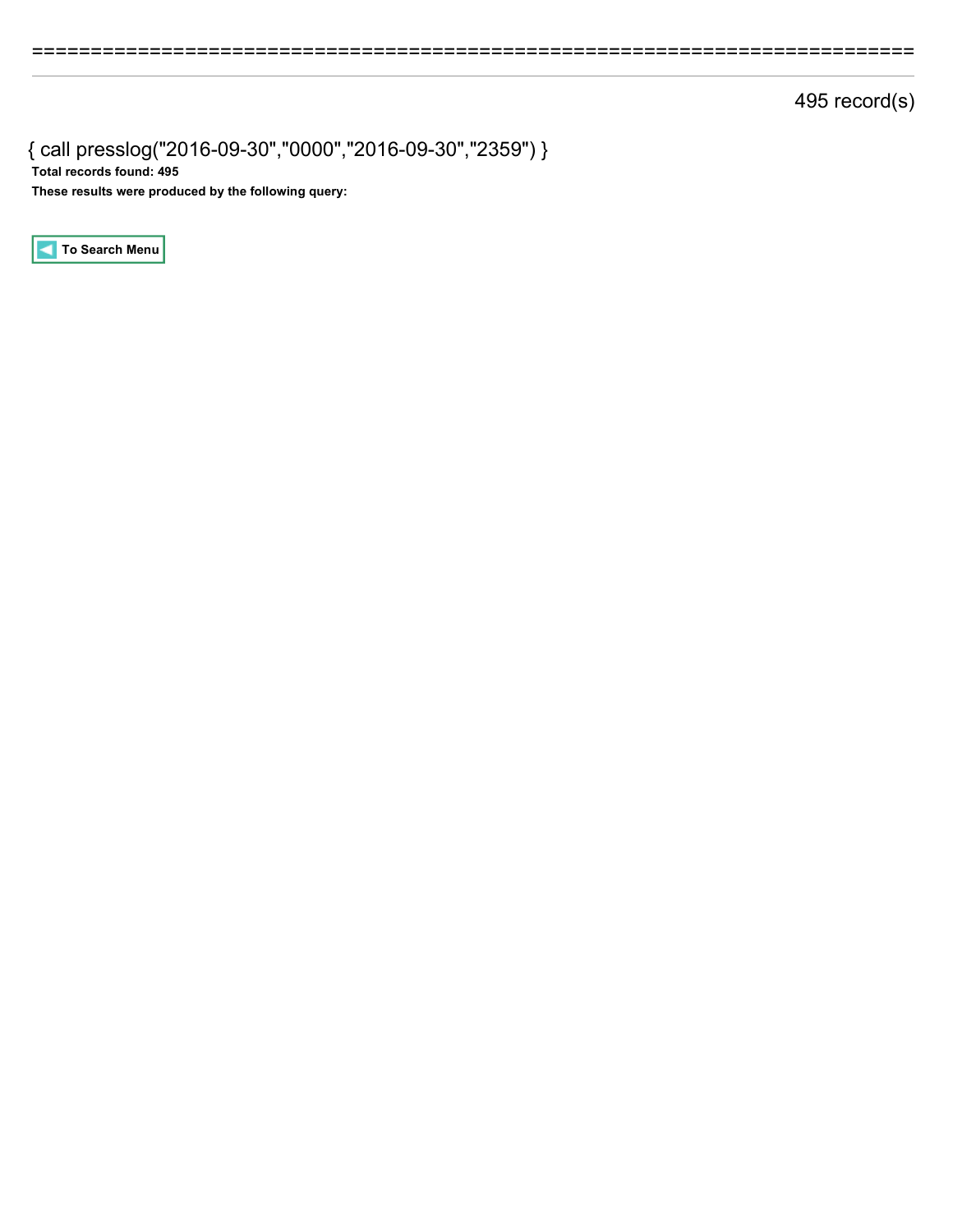==============================================================================

495 record(s)

{ call presslog("2016-09-30","0000","2016-09-30","2359") }

**Total records found: 495**

**These results were produced by the following query:**

**To Search Menu**